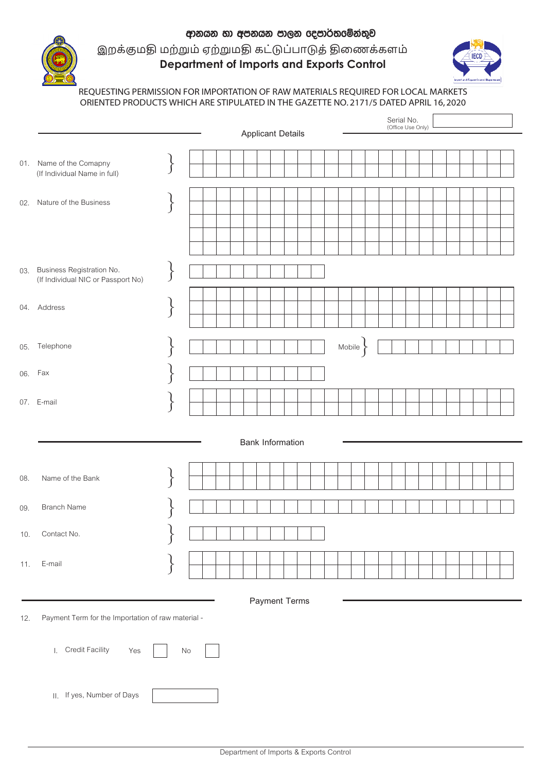# ආනයන හා අපනයන පාලන දෙපාර්තමේන්තුව

# இறக்குமதி மற்றும் ஏற்றுமதி கட்டுப்பாடுத் திணைக்களம்

# Department of Imports and Exports Control

REQUESTING PERMISSION FOR IMPORTATION OF RAW MATERIALS REQUIRED FOR LOCAL MARKETS ORIENTED PRODUCTS WHICH ARE STIPULATED IN THE GAZETTE NO. 2171/5 DATED APRIL 16, 2020

Serial No. (Office Use Only) ______

## Applicant Details

01. Name of the Comapny (If Individual Name in full) } ______

02. Nature of the Business } ______

03. Business Registration No. (If Individual NIC or Passport No) } ______

04. Address } ______

05. Telephone } ______ Mobile } ______

06. Fax } ______

07. E-mail } ______

## Bank Information

08. Name of the Bank } ______

09. Branch Name } ______

10. Contact No. } ______

11. E-mail } ______

## Payment Terms

12. Payment Term for the Importation of raw material -

I. Credit Facility Yes ☐ No ☐

II. If yes, Number of Days ______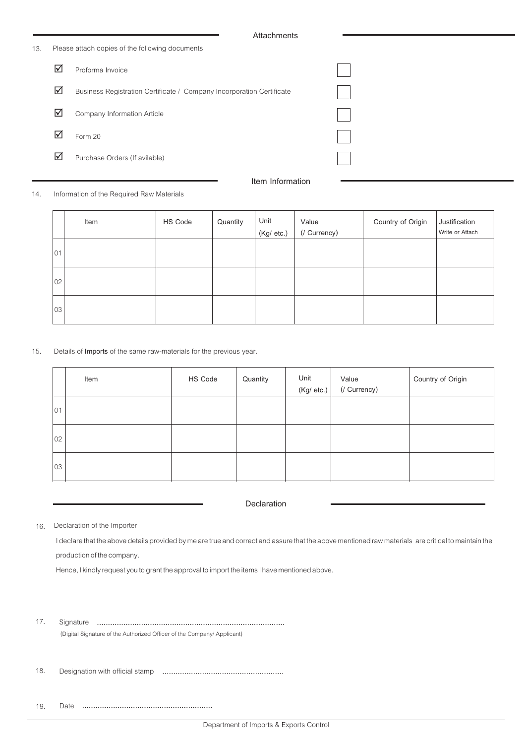## Attachments

13. Please attach copies of the following documents

- ☑ Proforma Invoice ☐
- ☑ Business Registration Certificate / Company Incorporation Certificate ☐
- ☑ Company Information Article ☐
- ☑ Form 20 ☐
- ☑ Purchase Orders (If avilable) ☐

## Item Information

14. Information of the Required Raw Materials

| | Item | HS Code | Quantity | Unit (Kg/ etc.) | Value (/ Currency) | Country of Origin | Justification Write or Attach |
|---|---|---|---|---|---|---|---|
| 01 | | | | | | | |
| 02 | | | | | | | |
| 03 | | | | | | | |

15. Details of Imports of the same raw-materials for the previous year.

| | Item | HS Code | Quantity | Unit (Kg/ etc.) | Value (/ Currency) | Country of Origin |
|---|---|---|---|---|---|---|
| 01 | | | | | | |
| 02 | | | | | | |
| 03 | | | | | | |

## Declaration

16. Declaration of the Importer

I declare that the above details provided by me are true and correct and assure that the above mentioned raw materials are critical to maintain the production of the company.

Hence, I kindly request you to grant the approval to import the items I have mentioned above.

17. Signature ....................................................................................
(Digital Signature of the Authorized Officer of the Company/ Applicant)

18. Designation with official stamp ......................................................

19. Date ..........................................................

Department of Imports & Exports Control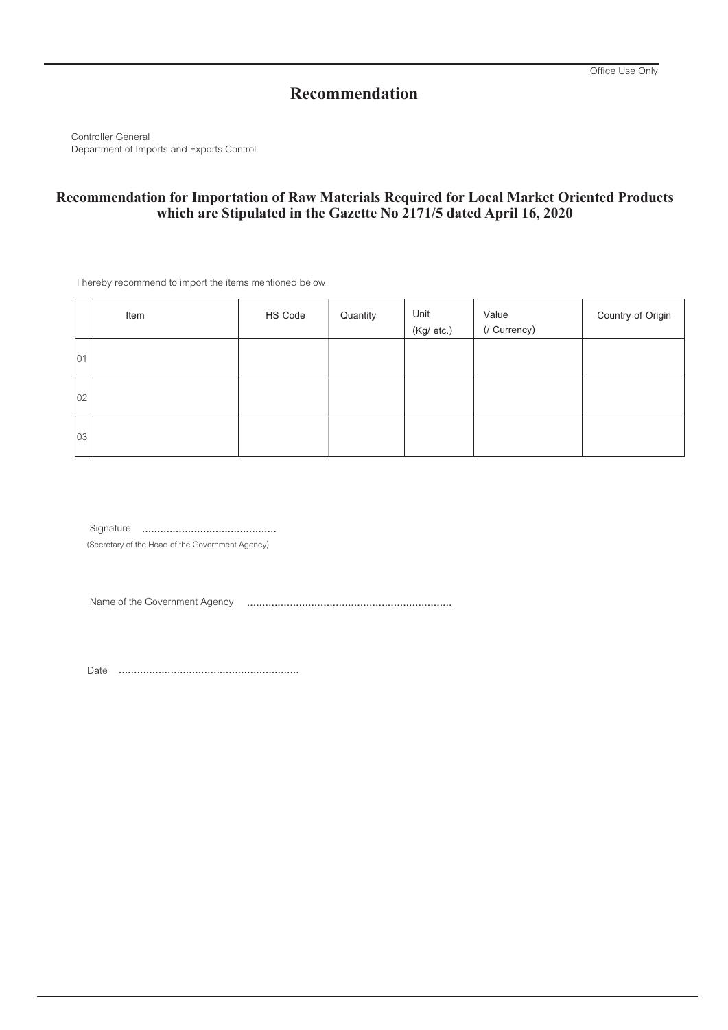Office Use Only

# Recommendation

Controller General
Department of Imports and Exports Control

## Recommendation for Importation of Raw Materials Required for Local Market Oriented Products which are Stipulated in the Gazette No 2171/5 dated April 16, 2020

I hereby recommend to import the items mentioned below

| | Item | HS Code | Quantity | Unit (Kg/ etc.) | Value (/ Currency) | Country of Origin |
|---|---|---|---|---|---|---|
| 01 | | | | | | |
| 02 | | | | | | |
| 03 | | | | | | |

Signature ............................................
(Secretary of the Head of the Government Agency)

Name of the Government Agency ...................................................................

Date ...........................................................